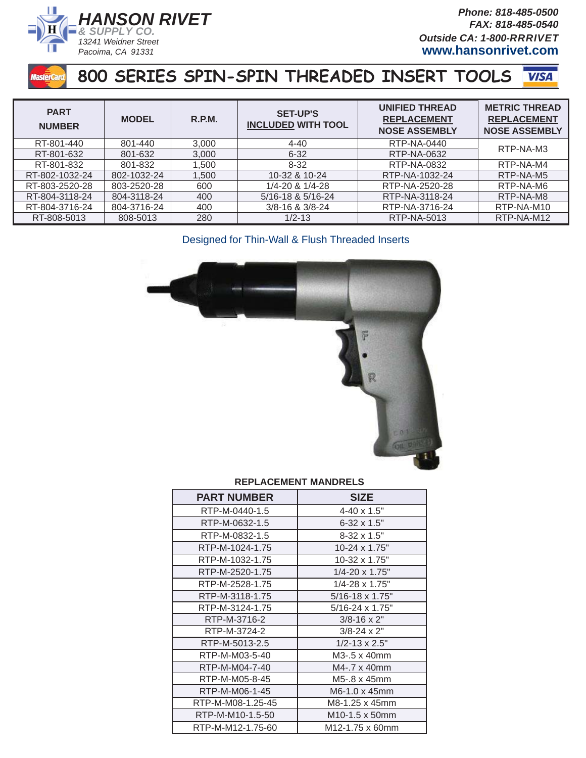**HANSON RIVET**
*& SUPPLY CO.*
*13241 Weidner Street*
*Pacoima, CA 91331*

***Phone: 818-485-0500***
***FAX: 818-485-0540***
***Outside CA: 1-800-RRRIVET***
**www.hansonrivet.com**

# 800 SERIES SPIN-SPIN THREADED INSERT TOOLS

| PART NUMBER | MODEL | R.P.M. | SET-UP'S INCLUDED WITH TOOL | UNIFIED THREAD REPLACEMENT NOSE ASSEMBLY | METRIC THREAD REPLACEMENT NOSE ASSEMBLY |
|---|---|---|---|---|---|
| RT-801-440 | 801-440 | 3,000 | 4-40 | RTP-NA-0440 | RTP-NA-M3 |
| RT-801-632 | 801-632 | 3,000 | 6-32 | RTP-NA-0632 | |
| RT-801-832 | 801-832 | 1,500 | 8-32 | RTP-NA-0832 | RTP-NA-M4 |
| RT-802-1032-24 | 802-1032-24 | 1,500 | 10-32 & 10-24 | RTP-NA-1032-24 | RTP-NA-M5 |
| RT-803-2520-28 | 803-2520-28 | 600 | 1/4-20 & 1/4-28 | RTP-NA-2520-28 | RTP-NA-M6 |
| RT-804-3118-24 | 804-3118-24 | 400 | 5/16-18 & 5/16-24 | RTP-NA-3118-24 | RTP-NA-M8 |
| RT-804-3716-24 | 804-3716-24 | 400 | 3/8-16 & 3/8-24 | RTP-NA-3716-24 | RTP-NA-M10 |
| RT-808-5013 | 808-5013 | 280 | 1/2-13 | RTP-NA-5013 | RTP-NA-M12 |

Designed for Thin-Wall & Flush Threaded Inserts

**REPLACEMENT MANDRELS**

| PART NUMBER | SIZE |
|---|---|
| RTP-M-0440-1.5 | 4-40 x 1.5" |
| RTP-M-0632-1.5 | 6-32 x 1.5" |
| RTP-M-0832-1.5 | 8-32 x 1.5" |
| RTP-M-1024-1.75 | 10-24 x 1.75" |
| RTP-M-1032-1.75 | 10-32 x 1.75" |
| RTP-M-2520-1.75 | 1/4-20 x 1.75" |
| RTP-M-2528-1.75 | 1/4-28 x 1.75" |
| RTP-M-3118-1.75 | 5/16-18 x 1.75" |
| RTP-M-3124-1.75 | 5/16-24 x 1.75" |
| RTP-M-3716-2 | 3/8-16 x 2" |
| RTP-M-3724-2 | 3/8-24 x 2" |
| RTP-M-5013-2.5 | 1/2-13 x 2.5" |
| RTP-M-M03-5-40 | M3-.5 x 40mm |
| RTP-M-M04-7-40 | M4-.7 x 40mm |
| RTP-M-M05-8-45 | M5-.8 x 45mm |
| RTP-M-M06-1-45 | M6-1.0 x 45mm |
| RTP-M-M08-1.25-45 | M8-1.25 x 45mm |
| RTP-M-M10-1.5-50 | M10-1.5 x 50mm |
| RTP-M-M12-1.75-60 | M12-1.75 x 60mm |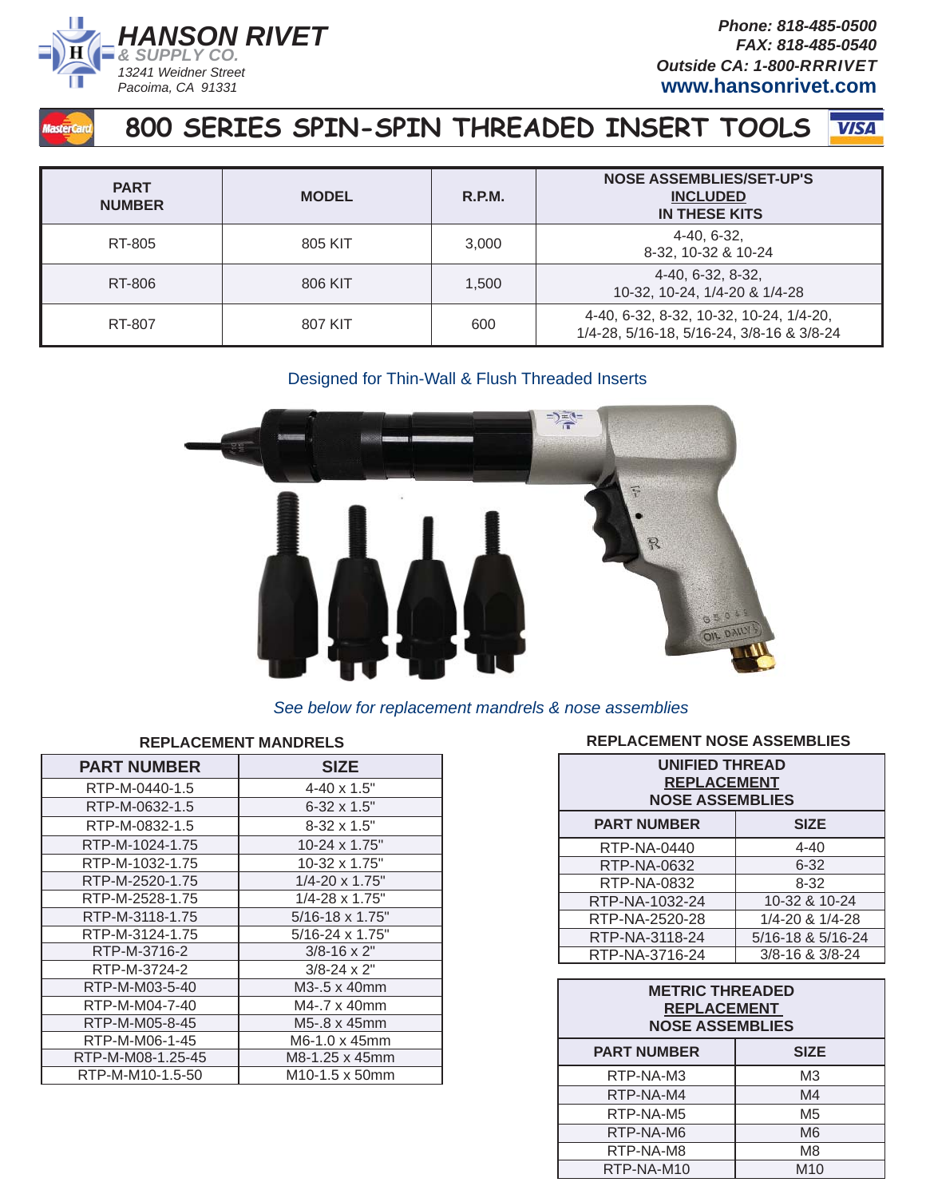**HANSON RIVET**
*& SUPPLY CO.*
*13241 Weidner Street*
*Pacoima, CA 91331*

***Phone: 818-485-0500***
***FAX: 818-485-0540***
***Outside CA: 1-800-RRRIVET***
**www.hansonrivet.com**

# 800 SERIES SPIN-SPIN THREADED INSERT TOOLS

| PART NUMBER | MODEL | R.P.M. | NOSE ASSEMBLIES/SET-UP'S INCLUDED IN THESE KITS |
|---|---|---|---|
| RT-805 | 805 KIT | 3,000 | 4-40, 6-32, 8-32, 10-32 & 10-24 |
| RT-806 | 806 KIT | 1,500 | 4-40, 6-32, 8-32, 10-32, 10-24, 1/4-20 & 1/4-28 |
| RT-807 | 807 KIT | 600 | 4-40, 6-32, 8-32, 10-32, 10-24, 1/4-20, 1/4-28, 5/16-18, 5/16-24, 3/8-16 & 3/8-24 |

Designed for Thin-Wall & Flush Threaded Inserts

*See below for replacement mandrels & nose assemblies*

### REPLACEMENT MANDRELS

| PART NUMBER | SIZE |
|---|---|
| RTP-M-0440-1.5 | 4-40 x 1.5" |
| RTP-M-0632-1.5 | 6-32 x 1.5" |
| RTP-M-0832-1.5 | 8-32 x 1.5" |
| RTP-M-1024-1.75 | 10-24 x 1.75" |
| RTP-M-1032-1.75 | 10-32 x 1.75" |
| RTP-M-2520-1.75 | 1/4-20 x 1.75" |
| RTP-M-2528-1.75 | 1/4-28 x 1.75" |
| RTP-M-3118-1.75 | 5/16-18 x 1.75" |
| RTP-M-3124-1.75 | 5/16-24 x 1.75" |
| RTP-M-3716-2 | 3/8-16 x 2" |
| RTP-M-3724-2 | 3/8-24 x 2" |
| RTP-M-M03-5-40 | M3-.5 x 40mm |
| RTP-M-M04-7-40 | M4-.7 x 40mm |
| RTP-M-M05-8-45 | M5-.8 x 45mm |
| RTP-M-M06-1-45 | M6-1.0 x 45mm |
| RTP-M-M08-1.25-45 | M8-1.25 x 45mm |
| RTP-M-M10-1.5-50 | M10-1.5 x 50mm |

### REPLACEMENT NOSE ASSEMBLIES

**UNIFIED THREAD REPLACEMENT NOSE ASSEMBLIES**

| PART NUMBER | SIZE |
|---|---|
| RTP-NA-0440 | 4-40 |
| RTP-NA-0632 | 6-32 |
| RTP-NA-0832 | 8-32 |
| RTP-NA-1032-24 | 10-32 & 10-24 |
| RTP-NA-2520-28 | 1/4-20 & 1/4-28 |
| RTP-NA-3118-24 | 5/16-18 & 5/16-24 |
| RTP-NA-3716-24 | 3/8-16 & 3/8-24 |

**METRIC THREADED REPLACEMENT NOSE ASSEMBLIES**

| PART NUMBER | SIZE |
|---|---|
| RTP-NA-M3 | M3 |
| RTP-NA-M4 | M4 |
| RTP-NA-M5 | M5 |
| RTP-NA-M6 | M6 |
| RTP-NA-M8 | M8 |
| RTP-NA-M10 | M10 |